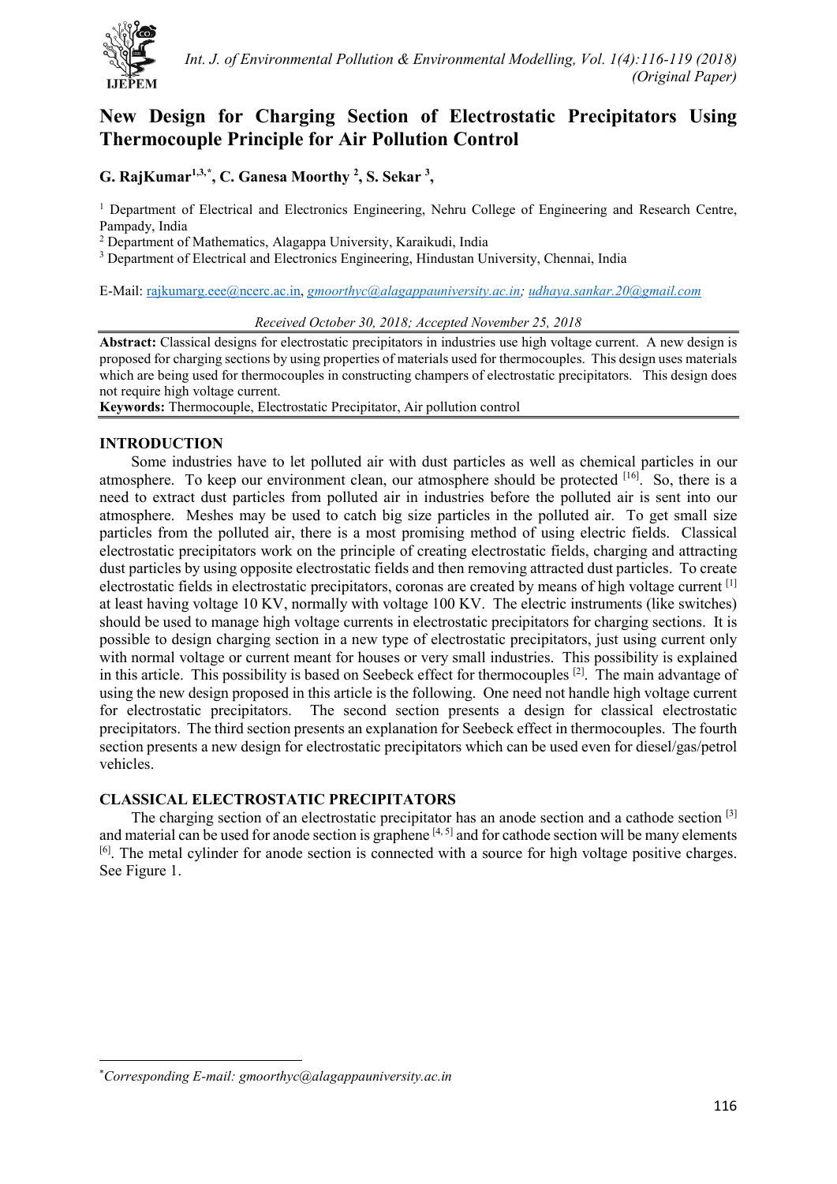# New Design for Charging Section of Electrostatic Precipitators Using Thermocouple Principle for Air Pollution Control

**G. RajKumar[1,3,*], C. Ganesa Moorthy [2], S. Sekar [3],**

[1] Department of Electrical and Electronics Engineering, Nehru College of Engineering and Research Centre, Pampady, India
[2] Department of Mathematics, Alagappa University, Karaikudi, India
[3] Department of Electrical and Electronics Engineering, Hindustan University, Chennai, India

E-Mail: rajkumarg.eee@ncerc.ac.in, *gmoorthyc@alagappauniversity.ac.in; udhaya.sankar.20@gmail.com*

*Received October 30, 2018; Accepted November 25, 2018*

**Abstract:** Classical designs for electrostatic precipitators in industries use high voltage current. A new design is proposed for charging sections by using properties of materials used for thermocouples. This design uses materials which are being used for thermocouples in constructing champers of electrostatic precipitators. This design does not require high voltage current.

**Keywords:** Thermocouple, Electrostatic Precipitator, Air pollution control

## INTRODUCTION

Some industries have to let polluted air with dust particles as well as chemical particles in our atmosphere. To keep our environment clean, our atmosphere should be protected [16]. So, there is a need to extract dust particles from polluted air in industries before the polluted air is sent into our atmosphere. Meshes may be used to catch big size particles in the polluted air. To get small size particles from the polluted air, there is a most promising method of using electric fields. Classical electrostatic precipitators work on the principle of creating electrostatic fields, charging and attracting dust particles by using opposite electrostatic fields and then removing attracted dust particles. To create electrostatic fields in electrostatic precipitators, coronas are created by means of high voltage current [1] at least having voltage 10 KV, normally with voltage 100 KV. The electric instruments (like switches) should be used to manage high voltage currents in electrostatic precipitators for charging sections. It is possible to design charging section in a new type of electrostatic precipitators, just using current only with normal voltage or current meant for houses or very small industries. This possibility is explained in this article. This possibility is based on Seebeck effect for thermocouples [2]. The main advantage of using the new design proposed in this article is the following. One need not handle high voltage current for electrostatic precipitators. The second section presents a design for classical electrostatic precipitators. The third section presents an explanation for Seebeck effect in thermocouples. The fourth section presents a new design for electrostatic precipitators which can be used even for diesel/gas/petrol vehicles.

## CLASSICAL ELECTROSTATIC PRECIPITATORS

The charging section of an electrostatic precipitator has an anode section and a cathode section [3] and material can be used for anode section is graphene [4, 5] and for cathode section will be many elements [6]. The metal cylinder for anode section is connected with a source for high voltage positive charges. See Figure 1.

---

*Corresponding E-mail: gmoorthyc@alagappauniversity.ac.in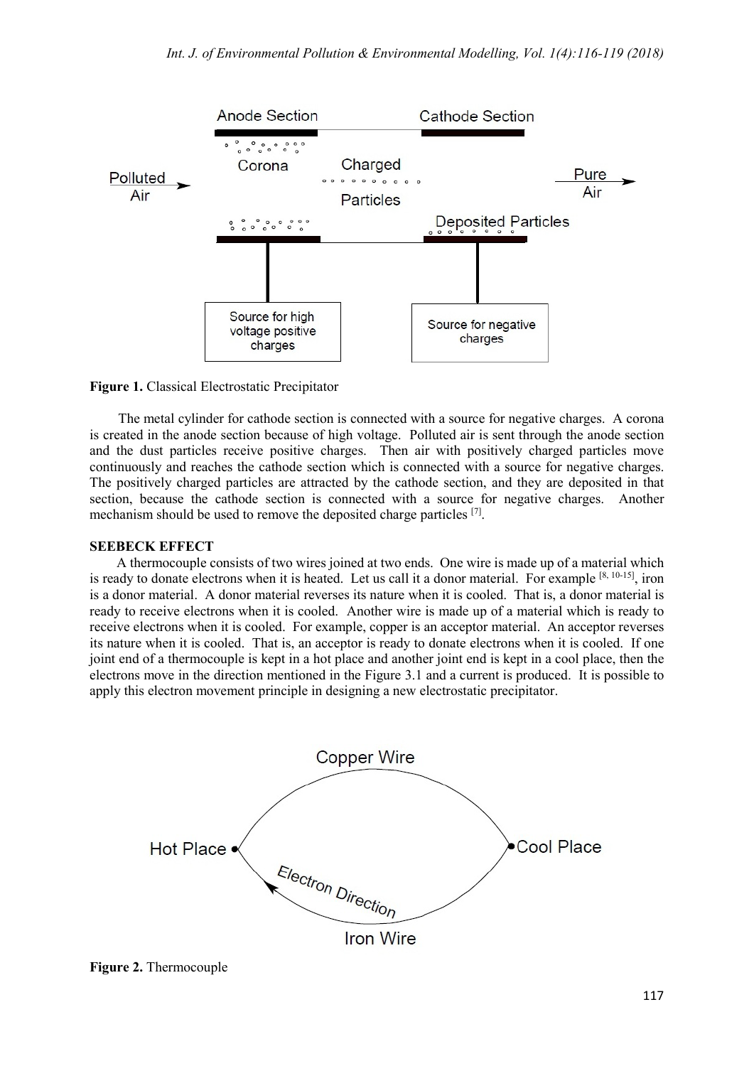Figure 1. Classical Electrostatic Precipitator

The metal cylinder for cathode section is connected with a source for negative charges. A corona is created in the anode section because of high voltage. Polluted air is sent through the anode section and the dust particles receive positive charges. Then air with positively charged particles move continuously and reaches the cathode section which is connected with a source for negative charges. The positively charged particles are attracted by the cathode section, and they are deposited in that section, because the cathode section is connected with a source for negative charges. Another mechanism should be used to remove the deposited charge particles [7].

## SEEBECK EFFECT

A thermocouple consists of two wires joined at two ends. One wire is made up of a material which is ready to donate electrons when it is heated. Let us call it a donor material. For example [8, 10-15], iron is a donor material. A donor material reverses its nature when it is cooled. That is, a donor material is ready to receive electrons when it is cooled. Another wire is made up of a material which is ready to receive electrons when it is cooled. For example, copper is an acceptor material. An acceptor reverses its nature when it is cooled. That is, an acceptor is ready to donate electrons when it is cooled. If one joint end of a thermocouple is kept in a hot place and another joint end is kept in a cool place, then the electrons move in the direction mentioned in the Figure 3.1 and a current is produced. It is possible to apply this electron movement principle in designing a new electrostatic precipitator.

Figure 2. Thermocouple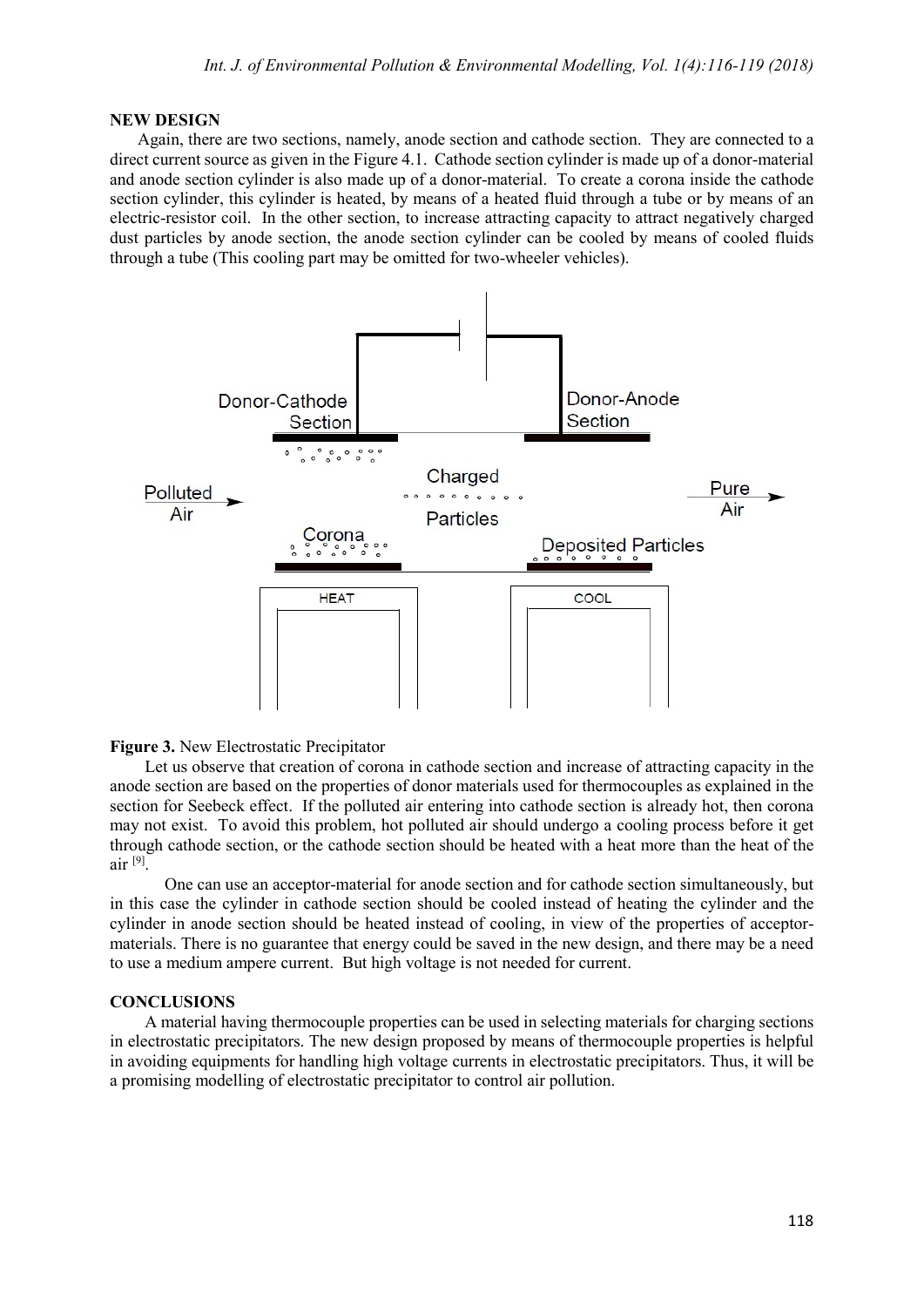## NEW DESIGN

Again, there are two sections, namely, anode section and cathode section. They are connected to a direct current source as given in the Figure 4.1. Cathode section cylinder is made up of a donor-material and anode section cylinder is also made up of a donor-material. To create a corona inside the cathode section cylinder, this cylinder is heated, by means of a heated fluid through a tube or by means of an electric-resistor coil. In the other section, to increase attracting capacity to attract negatively charged dust particles by anode section, the anode section cylinder can be cooled by means of cooled fluids through a tube (This cooling part may be omitted for two-wheeler vehicles).

**Figure 3.** New Electrostatic Precipitator

Let us observe that creation of corona in cathode section and increase of attracting capacity in the anode section are based on the properties of donor materials used for thermocouples as explained in the section for Seebeck effect. If the polluted air entering into cathode section is already hot, then corona may not exist. To avoid this problem, hot polluted air should undergo a cooling process before it get through cathode section, or the cathode section should be heated with a heat more than the heat of the air [9].

One can use an acceptor-material for anode section and for cathode section simultaneously, but in this case the cylinder in cathode section should be cooled instead of heating the cylinder and the cylinder in anode section should be heated instead of cooling, in view of the properties of acceptor-materials. There is no guarantee that energy could be saved in the new design, and there may be a need to use a medium ampere current. But high voltage is not needed for current.

## CONCLUSIONS

A material having thermocouple properties can be used in selecting materials for charging sections in electrostatic precipitators. The new design proposed by means of thermocouple properties is helpful in avoiding equipments for handling high voltage currents in electrostatic precipitators. Thus, it will be a promising modelling of electrostatic precipitator to control air pollution.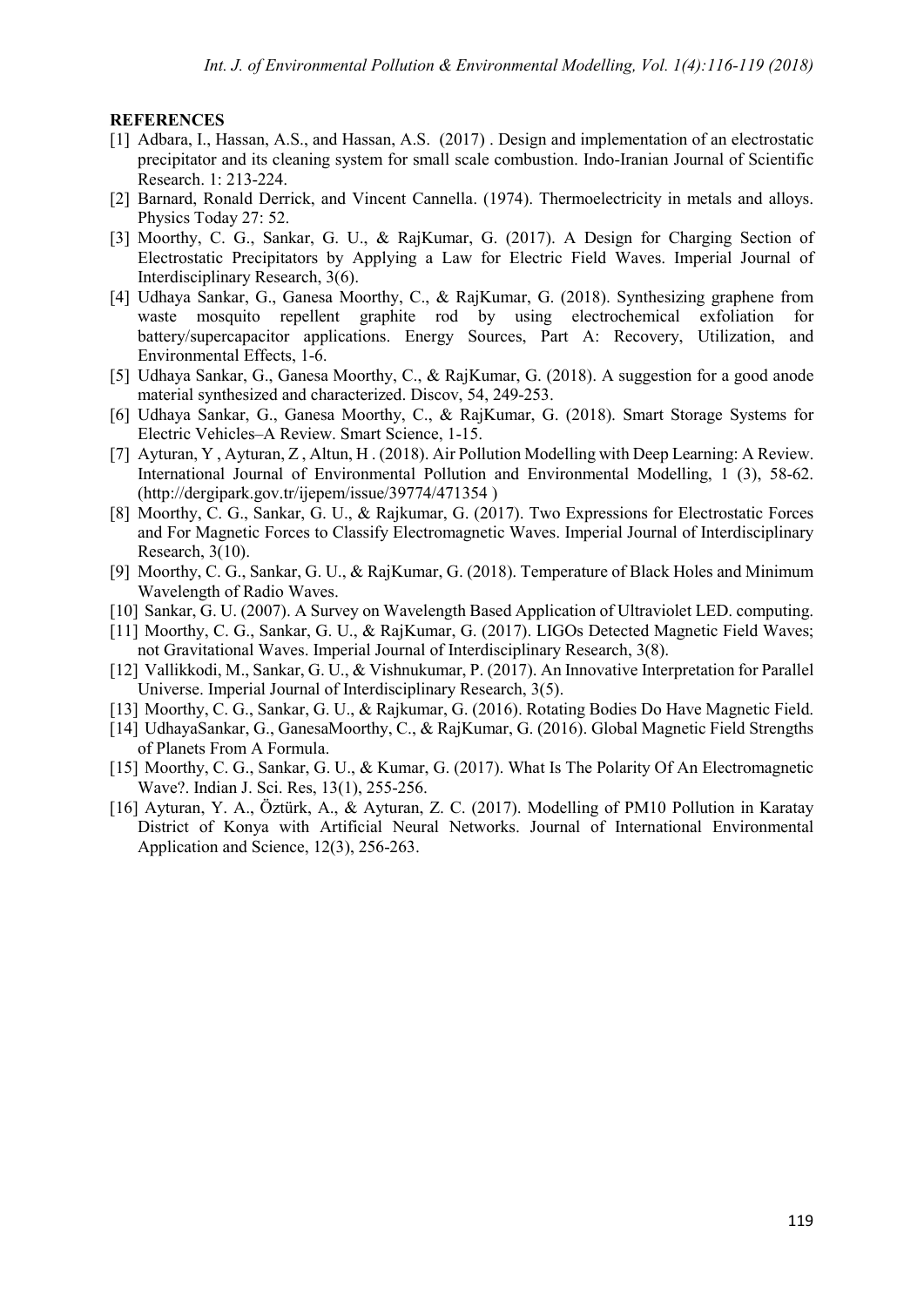**REFERENCES**

[1] Adbara, I., Hassan, A.S., and Hassan, A.S. (2017) . Design and implementation of an electrostatic precipitator and its cleaning system for small scale combustion. Indo-Iranian Journal of Scientific Research. 1: 213-224.

[2] Barnard, Ronald Derrick, and Vincent Cannella. (1974). Thermoelectricity in metals and alloys. Physics Today 27: 52.

[3] Moorthy, C. G., Sankar, G. U., & RajKumar, G. (2017). A Design for Charging Section of Electrostatic Precipitators by Applying a Law for Electric Field Waves. Imperial Journal of Interdisciplinary Research, 3(6).

[4] Udhaya Sankar, G., Ganesa Moorthy, C., & RajKumar, G. (2018). Synthesizing graphene from waste mosquito repellent graphite rod by using electrochemical exfoliation for battery/supercapacitor applications. Energy Sources, Part A: Recovery, Utilization, and Environmental Effects, 1-6.

[5] Udhaya Sankar, G., Ganesa Moorthy, C., & RajKumar, G. (2018). A suggestion for a good anode material synthesized and characterized. Discov, 54, 249-253.

[6] Udhaya Sankar, G., Ganesa Moorthy, C., & RajKumar, G. (2018). Smart Storage Systems for Electric Vehicles–A Review. Smart Science, 1-15.

[7] Ayturan, Y , Ayturan, Z , Altun, H . (2018). Air Pollution Modelling with Deep Learning: A Review. International Journal of Environmental Pollution and Environmental Modelling, 1 (3), 58-62. (http://dergipark.gov.tr/ijepem/issue/39774/471354 )

[8] Moorthy, C. G., Sankar, G. U., & Rajkumar, G. (2017). Two Expressions for Electrostatic Forces and For Magnetic Forces to Classify Electromagnetic Waves. Imperial Journal of Interdisciplinary Research, 3(10).

[9] Moorthy, C. G., Sankar, G. U., & RajKumar, G. (2018). Temperature of Black Holes and Minimum Wavelength of Radio Waves.

[10] Sankar, G. U. (2007). A Survey on Wavelength Based Application of Ultraviolet LED. computing.

[11] Moorthy, C. G., Sankar, G. U., & RajKumar, G. (2017). LIGOs Detected Magnetic Field Waves; not Gravitational Waves. Imperial Journal of Interdisciplinary Research, 3(8).

[12] Vallikkodi, M., Sankar, G. U., & Vishnukumar, P. (2017). An Innovative Interpretation for Parallel Universe. Imperial Journal of Interdisciplinary Research, 3(5).

[13] Moorthy, C. G., Sankar, G. U., & Rajkumar, G. (2016). Rotating Bodies Do Have Magnetic Field.

[14] UdhayaSankar, G., GanesaMoorthy, C., & RajKumar, G. (2016). Global Magnetic Field Strengths of Planets From A Formula.

[15] Moorthy, C. G., Sankar, G. U., & Kumar, G. (2017). What Is The Polarity Of An Electromagnetic Wave?. Indian J. Sci. Res, 13(1), 255-256.

[16] Ayturan, Y. A., Öztürk, A., & Ayturan, Z. C. (2017). Modelling of PM10 Pollution in Karatay District of Konya with Artificial Neural Networks. Journal of International Environmental Application and Science, 12(3), 256-263.